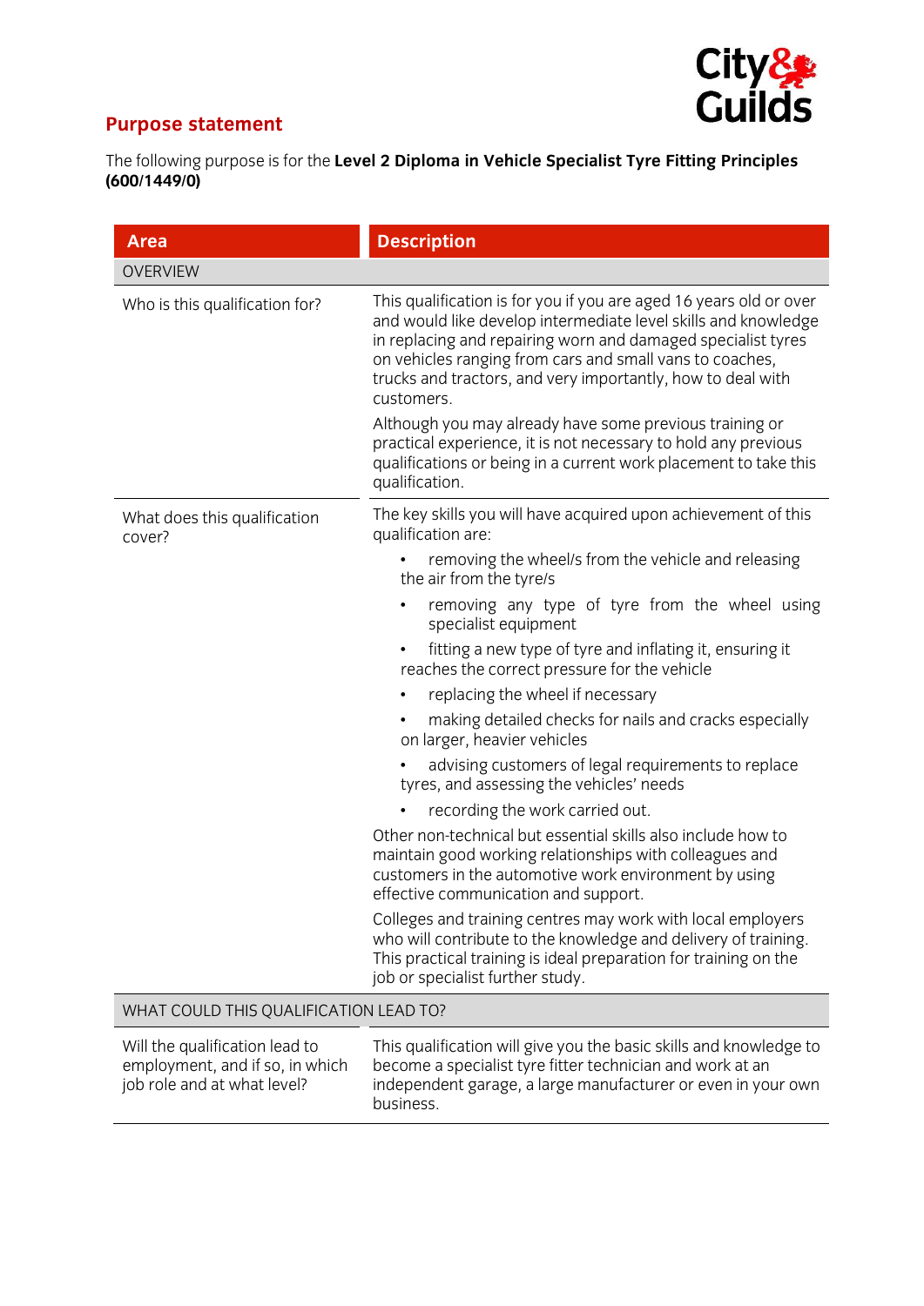## Purpose statement

The following purpose is for the **Level 2 Diploma in Vehicle Specialist Tyre Fitting Principles (600/1449/0)**

| Area | Description |
|---|---|
| OVERVIEW | |
| Who is this qualification for? | This qualification is for you if you are aged 16 years old or over and would like develop intermediate level skills and knowledge in replacing and repairing worn and damaged specialist tyres on vehicles ranging from cars and small vans to coaches, trucks and tractors, and very importantly, how to deal with customers.<br><br>Although you may already have some previous training or practical experience, it is not necessary to hold any previous qualifications or being in a current work placement to take this qualification. |
| What does this qualification cover? | The key skills you will have acquired upon achievement of this qualification are:<br>• removing the wheel/s from the vehicle and releasing the air from the tyre/s<br>• removing any type of tyre from the wheel using specialist equipment<br>• fitting a new type of tyre and inflating it, ensuring it reaches the correct pressure for the vehicle<br>• replacing the wheel if necessary<br>• making detailed checks for nails and cracks especially on larger, heavier vehicles<br>• advising customers of legal requirements to replace tyres, and assessing the vehicles' needs<br>• recording the work carried out.<br><br>Other non-technical but essential skills also include how to maintain good working relationships with colleagues and customers in the automotive work environment by using effective communication and support.<br><br>Colleges and training centres may work with local employers who will contribute to the knowledge and delivery of training. This practical training is ideal preparation for training on the job or specialist further study. |
| WHAT COULD THIS QUALIFICATION LEAD TO? | |
| Will the qualification lead to employment, and if so, in which job role and at what level? | This qualification will give you the basic skills and knowledge to become a specialist tyre fitter technician and work at an independent garage, a large manufacturer or even in your own business. |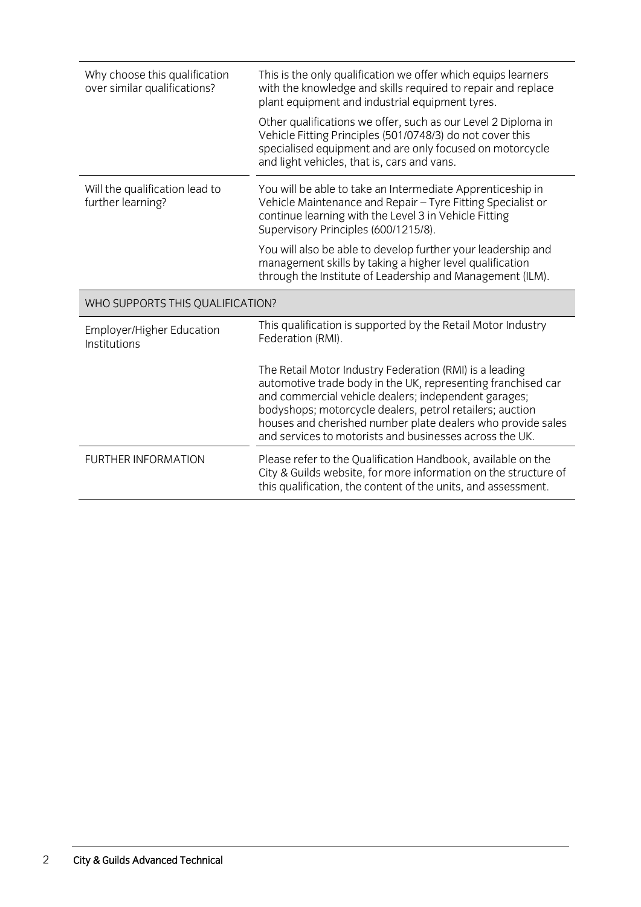| | |
|---|---|
| Why choose this qualification over similar qualifications? | This is the only qualification we offer which equips learners with the knowledge and skills required to repair and replace plant equipment and industrial equipment tyres.<br><br>Other qualifications we offer, such as our Level 2 Diploma in Vehicle Fitting Principles (501/0748/3) do not cover this specialised equipment and are only focused on motorcycle and light vehicles, that is, cars and vans. |
| Will the qualification lead to further learning? | You will be able to take an Intermediate Apprenticeship in Vehicle Maintenance and Repair – Tyre Fitting Specialist or continue learning with the Level 3 in Vehicle Fitting Supervisory Principles (600/1215/8).<br><br>You will also be able to develop further your leadership and management skills by taking a higher level qualification through the Institute of Leadership and Management (ILM). |
| **WHO SUPPORTS THIS QUALIFICATION?** | |
| Employer/Higher Education Institutions | This qualification is supported by the Retail Motor Industry Federation (RMI).<br><br>The Retail Motor Industry Federation (RMI) is a leading automotive trade body in the UK, representing franchised car and commercial vehicle dealers; independent garages; bodyshops; motorcycle dealers, petrol retailers; auction houses and cherished number plate dealers who provide sales and services to motorists and businesses across the UK. |
| FURTHER INFORMATION | Please refer to the Qualification Handbook, available on the City & Guilds website, for more information on the structure of this qualification, the content of the units, and assessment. |